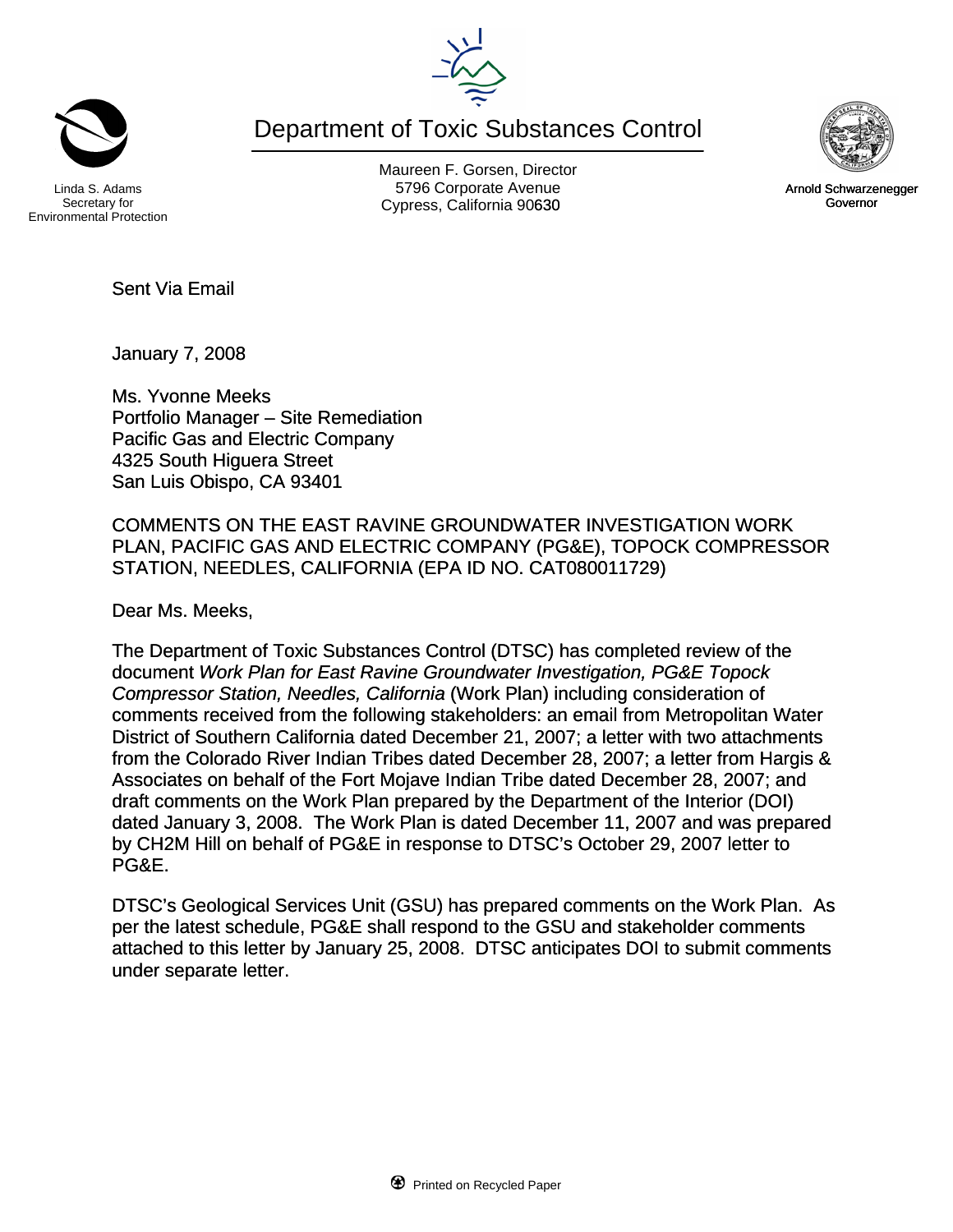Linda S. Adams
Secretary for
Environmental Protection

# Department of Toxic Substances Control

Maureen F. Gorsen, Director
5796 Corporate Avenue
Cypress, California 90630

Arnold Schwarzenegger
Governor

Sent Via Email

January 7, 2008

Ms. Yvonne Meeks
Portfolio Manager – Site Remediation
Pacific Gas and Electric Company
4325 South Higuera Street
San Luis Obispo, CA 93401

COMMENTS ON THE EAST RAVINE GROUNDWATER INVESTIGATION WORK PLAN, PACIFIC GAS AND ELECTRIC COMPANY (PG&E), TOPOCK COMPRESSOR STATION, NEEDLES, CALIFORNIA (EPA ID NO. CAT080011729)

Dear Ms. Meeks,

The Department of Toxic Substances Control (DTSC) has completed review of the document *Work Plan for East Ravine Groundwater Investigation, PG&E Topock Compressor Station, Needles, California* (Work Plan) including consideration of comments received from the following stakeholders: an email from Metropolitan Water District of Southern California dated December 21, 2007; a letter with two attachments from the Colorado River Indian Tribes dated December 28, 2007; a letter from Hargis & Associates on behalf of the Fort Mojave Indian Tribe dated December 28, 2007; and draft comments on the Work Plan prepared by the Department of the Interior (DOI) dated January 3, 2008. The Work Plan is dated December 11, 2007 and was prepared by CH2M Hill on behalf of PG&E in response to DTSC's October 29, 2007 letter to PG&E.

DTSC's Geological Services Unit (GSU) has prepared comments on the Work Plan. As per the latest schedule, PG&E shall respond to the GSU and stakeholder comments attached to this letter by January 25, 2008. DTSC anticipates DOI to submit comments under separate letter.

Printed on Recycled Paper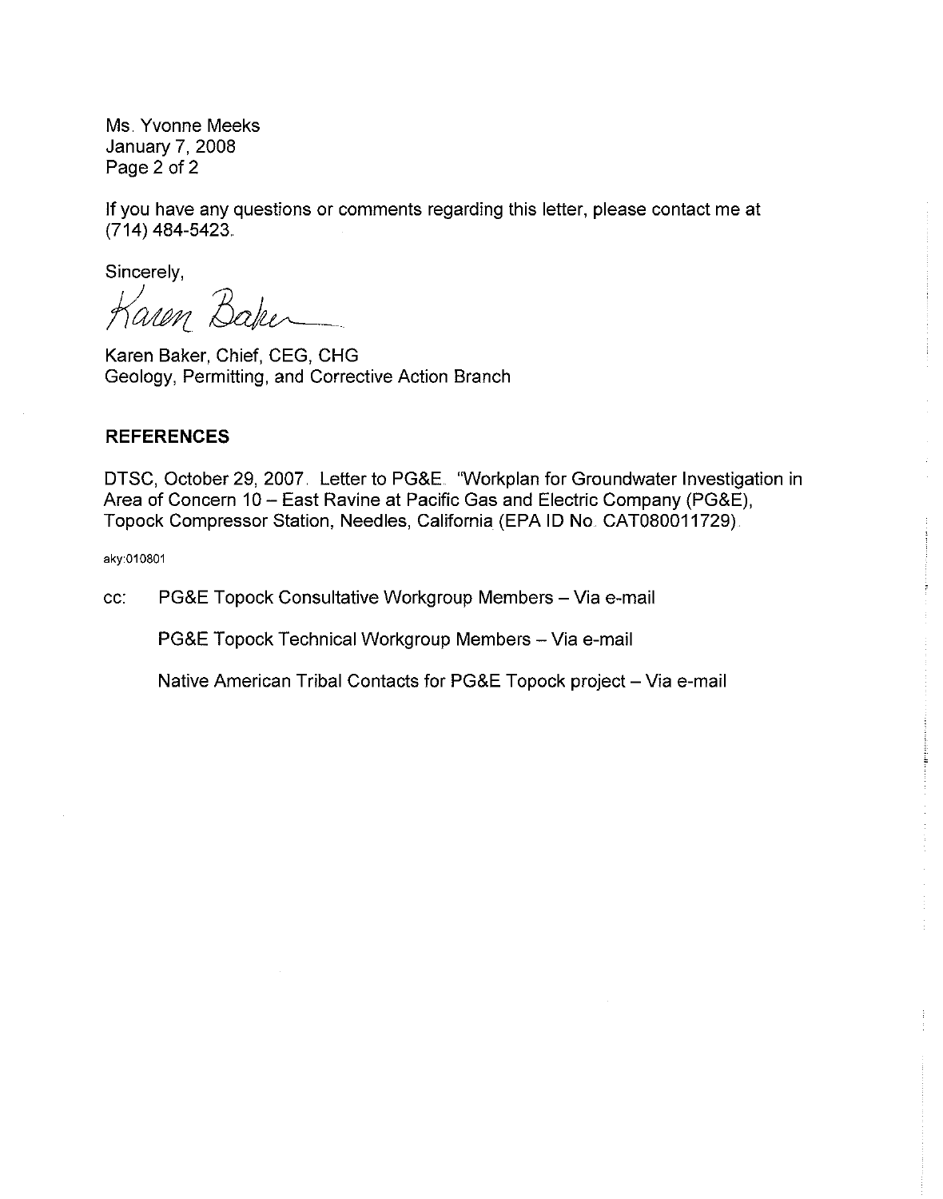Ms. Yvonne Meeks
January 7, 2008

If you have any questions or comments regarding this letter, please contact me at (714) 484-5423.

Sincerely,

Karen Baker

Karen Baker, Chief, CEG, CHG
Geology, Permitting, and Corrective Action Branch

## REFERENCES

DTSC, October 29, 2007. Letter to PG&E. "Workplan for Groundwater Investigation in Area of Concern 10 – East Ravine at Pacific Gas and Electric Company (PG&E), Topock Compressor Station, Needles, California (EPA ID No. CAT080011729).

aky:010801

cc: PG&E Topock Consultative Workgroup Members – Via e-mail

PG&E Topock Technical Workgroup Members – Via e-mail

Native American Tribal Contacts for PG&E Topock project – Via e-mail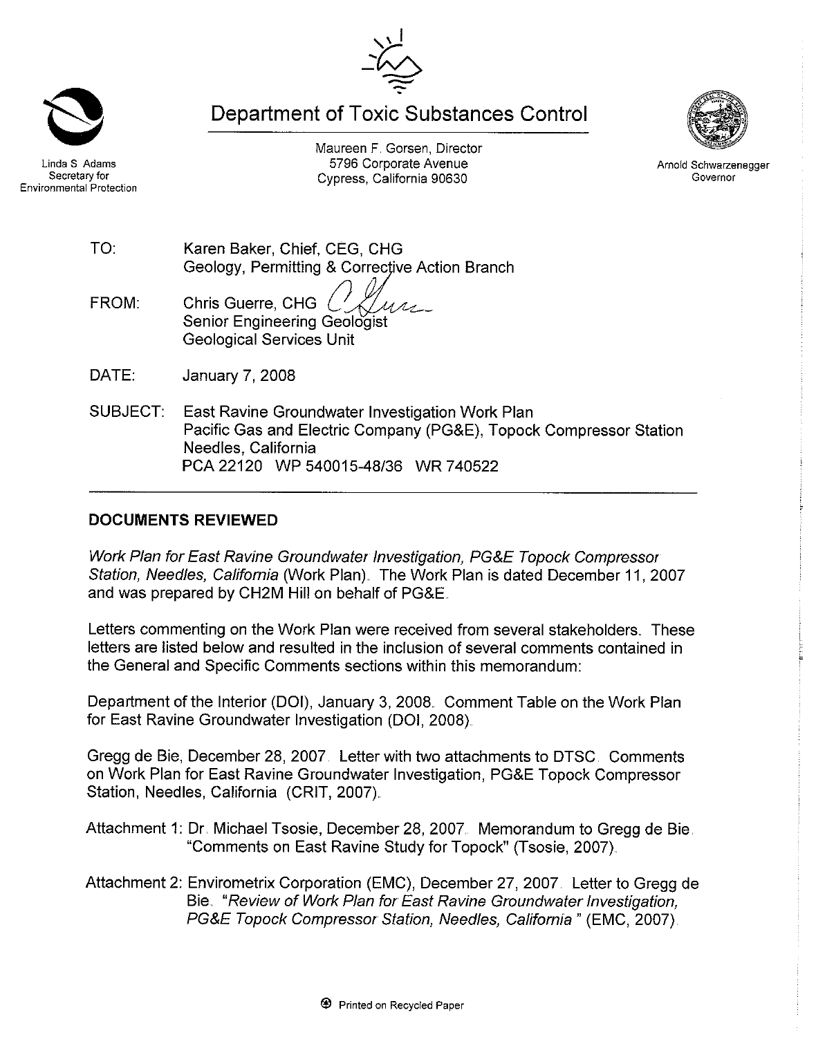# Department of Toxic Substances Control

Maureen F. Gorsen, Director
5796 Corporate Avenue
Cypress, California 90630

Linda S Adams
Secretary for
Environmental Protection

Arnold Schwarzenegger
Governor

TO: Karen Baker, Chief, CEG, CHG
Geology, Permitting & Corrective Action Branch

FROM: Chris Guerre, CHG
Senior Engineering Geologist
Geological Services Unit

DATE: January 7, 2008

SUBJECT: East Ravine Groundwater Investigation Work Plan
Pacific Gas and Electric Company (PG&E), Topock Compressor Station
Needles, California
PCA 22120 WP 540015-48/36 WR 740522

---

## DOCUMENTS REVIEWED

*Work Plan for East Ravine Groundwater Investigation, PG&E Topock Compressor Station, Needles, California* (Work Plan). The Work Plan is dated December 11, 2007 and was prepared by CH2M Hill on behalf of PG&E.

Letters commenting on the Work Plan were received from several stakeholders. These letters are listed below and resulted in the inclusion of several comments contained in the General and Specific Comments sections within this memorandum:

Department of the Interior (DOI), January 3, 2008. Comment Table on the Work Plan for East Ravine Groundwater Investigation (DOI, 2008).

Gregg de Bie, December 28, 2007. Letter with two attachments to DTSC. Comments on Work Plan for East Ravine Groundwater Investigation, PG&E Topock Compressor Station, Needles, California (CRIT, 2007).

Attachment 1: Dr. Michael Tsosie, December 28, 2007. Memorandum to Gregg de Bie. "Comments on East Ravine Study for Topock" (Tsosie, 2007).

Attachment 2: Envirometrix Corporation (EMC), December 27, 2007. Letter to Gregg de Bie. "*Review of Work Plan for East Ravine Groundwater Investigation, PG&E Topock Compressor Station, Needles, California*" (EMC, 2007).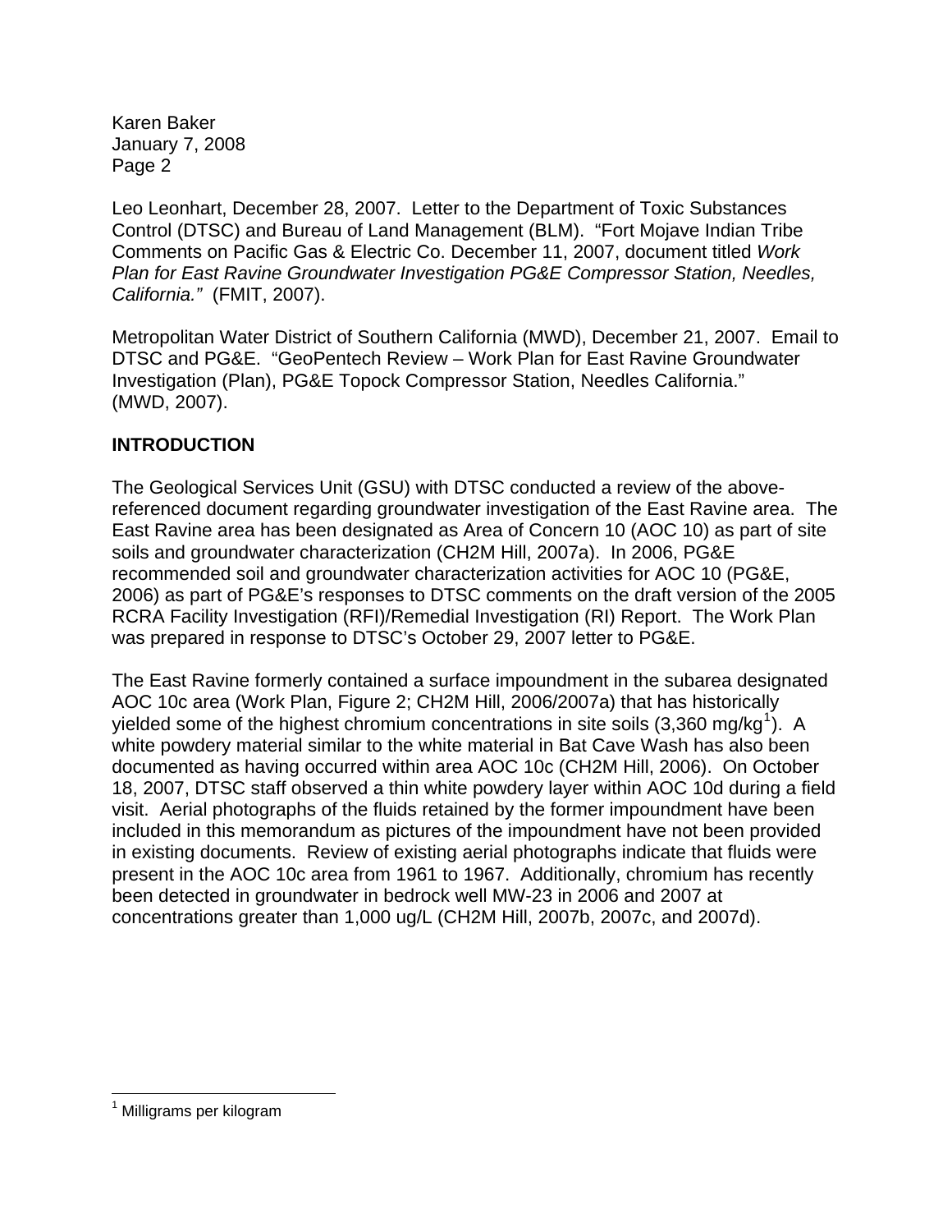Leo Leonhart, December 28, 2007. Letter to the Department of Toxic Substances Control (DTSC) and Bureau of Land Management (BLM). "Fort Mojave Indian Tribe Comments on Pacific Gas & Electric Co. December 11, 2007, document titled *Work Plan for East Ravine Groundwater Investigation PG&E Compressor Station, Needles, California."* (FMIT, 2007).

Metropolitan Water District of Southern California (MWD), December 21, 2007. Email to DTSC and PG&E. "GeoPentech Review – Work Plan for East Ravine Groundwater Investigation (Plan), PG&E Topock Compressor Station, Needles California." (MWD, 2007).

**INTRODUCTION**

The Geological Services Unit (GSU) with DTSC conducted a review of the above-referenced document regarding groundwater investigation of the East Ravine area. The East Ravine area has been designated as Area of Concern 10 (AOC 10) as part of site soils and groundwater characterization (CH2M Hill, 2007a). In 2006, PG&E recommended soil and groundwater characterization activities for AOC 10 (PG&E, 2006) as part of PG&E's responses to DTSC comments on the draft version of the 2005 RCRA Facility Investigation (RFI)/Remedial Investigation (RI) Report. The Work Plan was prepared in response to DTSC's October 29, 2007 letter to PG&E.

The East Ravine formerly contained a surface impoundment in the subarea designated AOC 10c area (Work Plan, Figure 2; CH2M Hill, 2006/2007a) that has historically yielded some of the highest chromium concentrations in site soils (3,360 mg/kg[1]). A white powdery material similar to the white material in Bat Cave Wash has also been documented as having occurred within area AOC 10c (CH2M Hill, 2006). On October 18, 2007, DTSC staff observed a thin white powdery layer within AOC 10d during a field visit. Aerial photographs of the fluids retained by the former impoundment have been included in this memorandum as pictures of the impoundment have not been provided in existing documents. Review of existing aerial photographs indicate that fluids were present in the AOC 10c area from 1961 to 1967. Additionally, chromium has recently been detected in groundwater in bedrock well MW-23 in 2006 and 2007 at concentrations greater than 1,000 ug/L (CH2M Hill, 2007b, 2007c, and 2007d).

---

[1] Milligrams per kilogram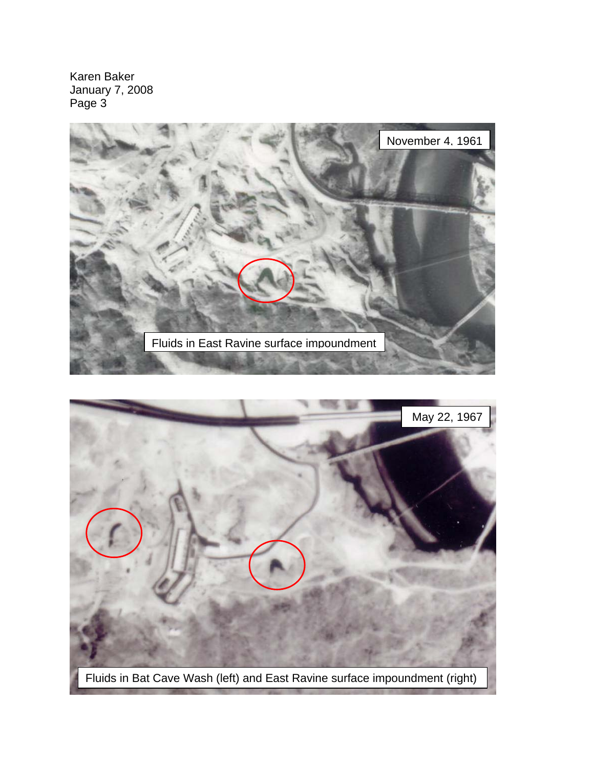November 4, 1961

Fluids in East Ravine surface impoundment

May 22, 1967

Fluids in Bat Cave Wash (left) and East Ravine surface impoundment (right)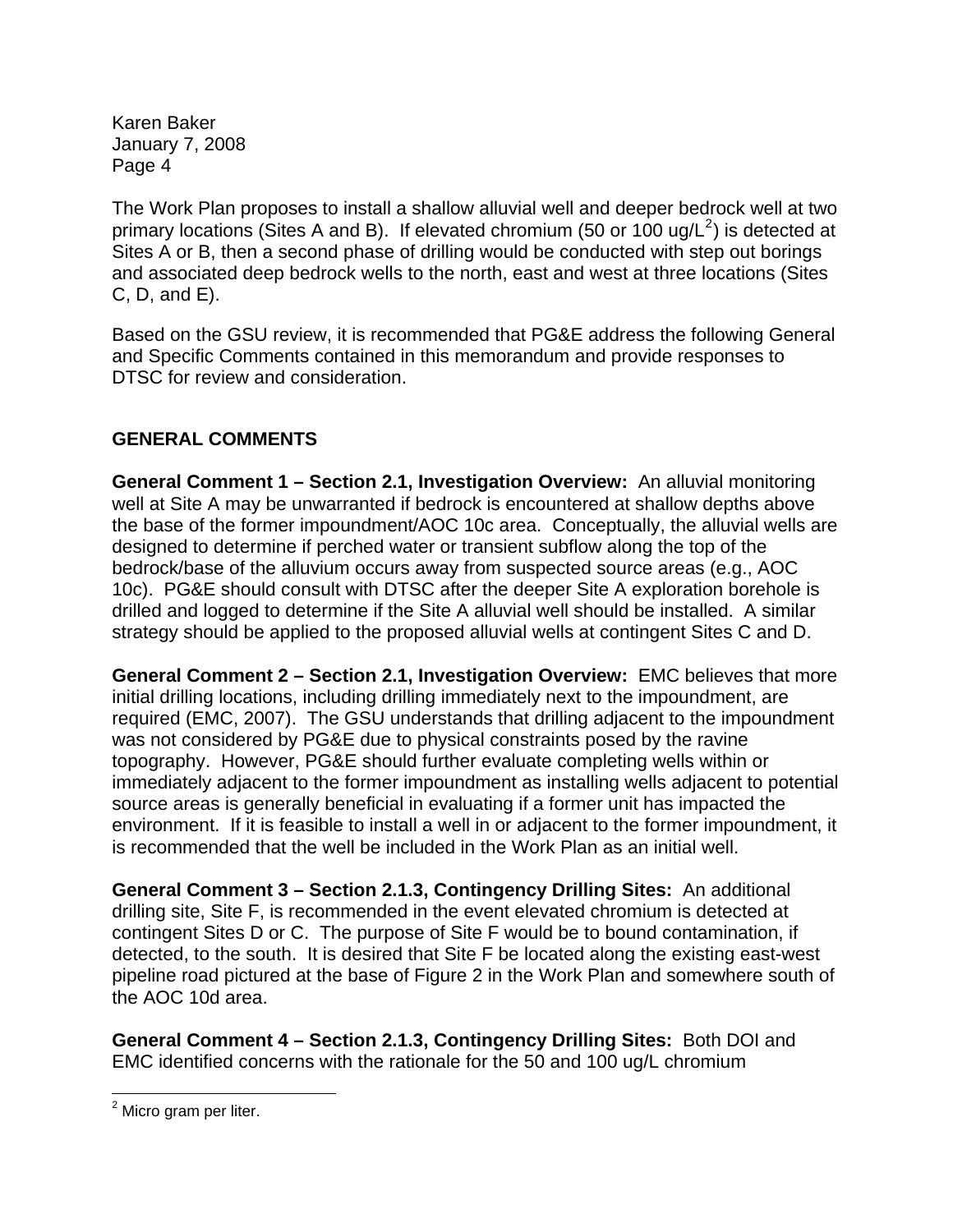The Work Plan proposes to install a shallow alluvial well and deeper bedrock well at two primary locations (Sites A and B). If elevated chromium (50 or 100 ug/L[2]) is detected at Sites A or B, then a second phase of drilling would be conducted with step out borings and associated deep bedrock wells to the north, east and west at three locations (Sites C, D, and E).

Based on the GSU review, it is recommended that PG&E address the following General and Specific Comments contained in this memorandum and provide responses to DTSC for review and consideration.

## GENERAL COMMENTS

**General Comment 1 – Section 2.1, Investigation Overview:** An alluvial monitoring well at Site A may be unwarranted if bedrock is encountered at shallow depths above the base of the former impoundment/AOC 10c area. Conceptually, the alluvial wells are designed to determine if perched water or transient subflow along the top of the bedrock/base of the alluvium occurs away from suspected source areas (e.g., AOC 10c). PG&E should consult with DTSC after the deeper Site A exploration borehole is drilled and logged to determine if the Site A alluvial well should be installed. A similar strategy should be applied to the proposed alluvial wells at contingent Sites C and D.

**General Comment 2 – Section 2.1, Investigation Overview:** EMC believes that more initial drilling locations, including drilling immediately next to the impoundment, are required (EMC, 2007). The GSU understands that drilling adjacent to the impoundment was not considered by PG&E due to physical constraints posed by the ravine topography. However, PG&E should further evaluate completing wells within or immediately adjacent to the former impoundment as installing wells adjacent to potential source areas is generally beneficial in evaluating if a former unit has impacted the environment. If it is feasible to install a well in or adjacent to the former impoundment, it is recommended that the well be included in the Work Plan as an initial well.

**General Comment 3 – Section 2.1.3, Contingency Drilling Sites:** An additional drilling site, Site F, is recommended in the event elevated chromium is detected at contingent Sites D or C. The purpose of Site F would be to bound contamination, if detected, to the south. It is desired that Site F be located along the existing east-west pipeline road pictured at the base of Figure 2 in the Work Plan and somewhere south of the AOC 10d area.

**General Comment 4 – Section 2.1.3, Contingency Drilling Sites:** Both DOI and EMC identified concerns with the rationale for the 50 and 100 ug/L chromium

[2] Micro gram per liter.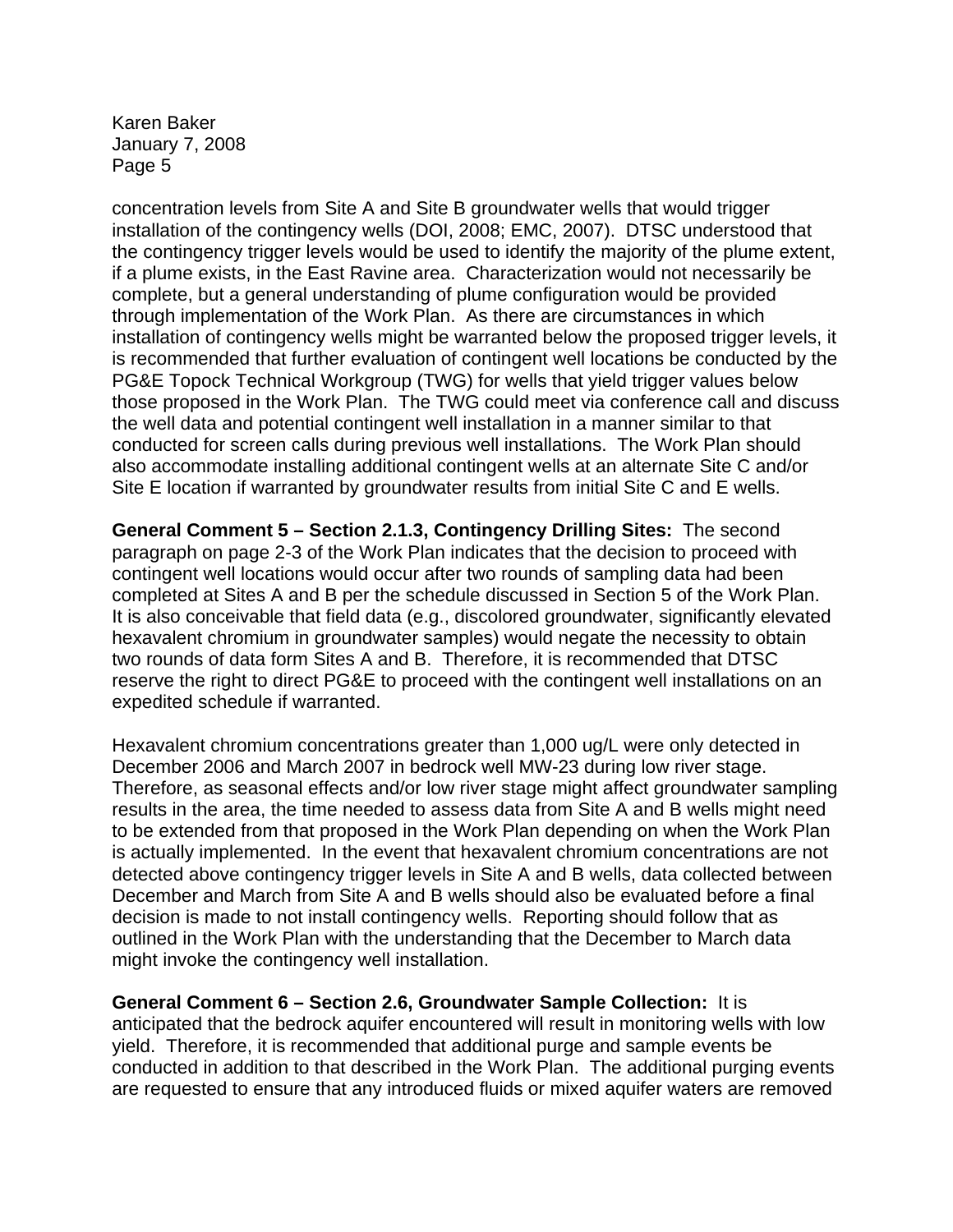concentration levels from Site A and Site B groundwater wells that would trigger installation of the contingency wells (DOI, 2008; EMC, 2007). DTSC understood that the contingency trigger levels would be used to identify the majority of the plume extent, if a plume exists, in the East Ravine area. Characterization would not necessarily be complete, but a general understanding of plume configuration would be provided through implementation of the Work Plan. As there are circumstances in which installation of contingency wells might be warranted below the proposed trigger levels, it is recommended that further evaluation of contingent well locations be conducted by the PG&E Topock Technical Workgroup (TWG) for wells that yield trigger values below those proposed in the Work Plan. The TWG could meet via conference call and discuss the well data and potential contingent well installation in a manner similar to that conducted for screen calls during previous well installations. The Work Plan should also accommodate installing additional contingent wells at an alternate Site C and/or Site E location if warranted by groundwater results from initial Site C and E wells.

**General Comment 5 – Section 2.1.3, Contingency Drilling Sites:** The second paragraph on page 2-3 of the Work Plan indicates that the decision to proceed with contingent well locations would occur after two rounds of sampling data had been completed at Sites A and B per the schedule discussed in Section 5 of the Work Plan. It is also conceivable that field data (e.g., discolored groundwater, significantly elevated hexavalent chromium in groundwater samples) would negate the necessity to obtain two rounds of data form Sites A and B. Therefore, it is recommended that DTSC reserve the right to direct PG&E to proceed with the contingent well installations on an expedited schedule if warranted.

Hexavalent chromium concentrations greater than 1,000 ug/L were only detected in December 2006 and March 2007 in bedrock well MW-23 during low river stage. Therefore, as seasonal effects and/or low river stage might affect groundwater sampling results in the area, the time needed to assess data from Site A and B wells might need to be extended from that proposed in the Work Plan depending on when the Work Plan is actually implemented. In the event that hexavalent chromium concentrations are not detected above contingency trigger levels in Site A and B wells, data collected between December and March from Site A and B wells should also be evaluated before a final decision is made to not install contingency wells. Reporting should follow that as outlined in the Work Plan with the understanding that the December to March data might invoke the contingency well installation.

**General Comment 6 – Section 2.6, Groundwater Sample Collection:** It is anticipated that the bedrock aquifer encountered will result in monitoring wells with low yield. Therefore, it is recommended that additional purge and sample events be conducted in addition to that described in the Work Plan. The additional purging events are requested to ensure that any introduced fluids or mixed aquifer waters are removed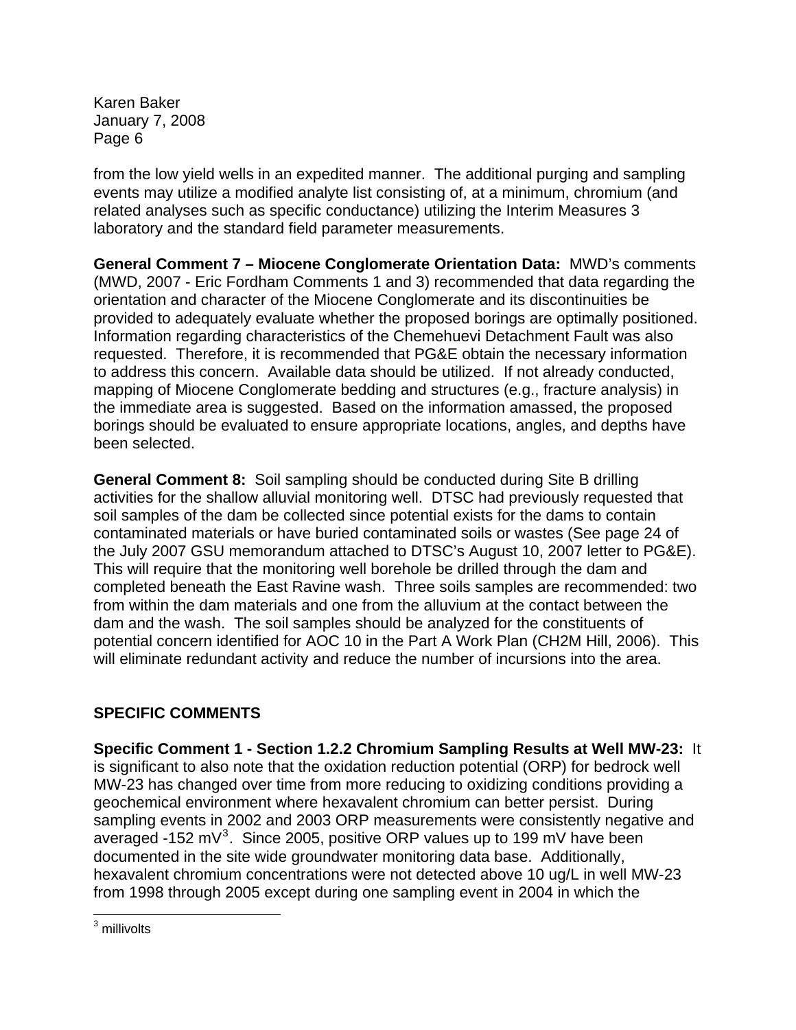from the low yield wells in an expedited manner. The additional purging and sampling events may utilize a modified analyte list consisting of, at a minimum, chromium (and related analyses such as specific conductance) utilizing the Interim Measures 3 laboratory and the standard field parameter measurements.

**General Comment 7 – Miocene Conglomerate Orientation Data:** MWD's comments (MWD, 2007 - Eric Fordham Comments 1 and 3) recommended that data regarding the orientation and character of the Miocene Conglomerate and its discontinuities be provided to adequately evaluate whether the proposed borings are optimally positioned. Information regarding characteristics of the Chemehuevi Detachment Fault was also requested. Therefore, it is recommended that PG&E obtain the necessary information to address this concern. Available data should be utilized. If not already conducted, mapping of Miocene Conglomerate bedding and structures (e.g., fracture analysis) in the immediate area is suggested. Based on the information amassed, the proposed borings should be evaluated to ensure appropriate locations, angles, and depths have been selected.

**General Comment 8:** Soil sampling should be conducted during Site B drilling activities for the shallow alluvial monitoring well. DTSC had previously requested that soil samples of the dam be collected since potential exists for the dams to contain contaminated materials or have buried contaminated soils or wastes (See page 24 of the July 2007 GSU memorandum attached to DTSC's August 10, 2007 letter to PG&E). This will require that the monitoring well borehole be drilled through the dam and completed beneath the East Ravine wash. Three soils samples are recommended: two from within the dam materials and one from the alluvium at the contact between the dam and the wash. The soil samples should be analyzed for the constituents of potential concern identified for AOC 10 in the Part A Work Plan (CH2M Hill, 2006). This will eliminate redundant activity and reduce the number of incursions into the area.

## SPECIFIC COMMENTS

**Specific Comment 1 - Section 1.2.2 Chromium Sampling Results at Well MW-23:** It is significant to also note that the oxidation reduction potential (ORP) for bedrock well MW-23 has changed over time from more reducing to oxidizing conditions providing a geochemical environment where hexavalent chromium can better persist. During sampling events in 2002 and 2003 ORP measurements were consistently negative and averaged -152 mV[3]. Since 2005, positive ORP values up to 199 mV have been documented in the site wide groundwater monitoring data base. Additionally, hexavalent chromium concentrations were not detected above 10 ug/L in well MW-23 from 1998 through 2005 except during one sampling event in 2004 in which the

[3] millivolts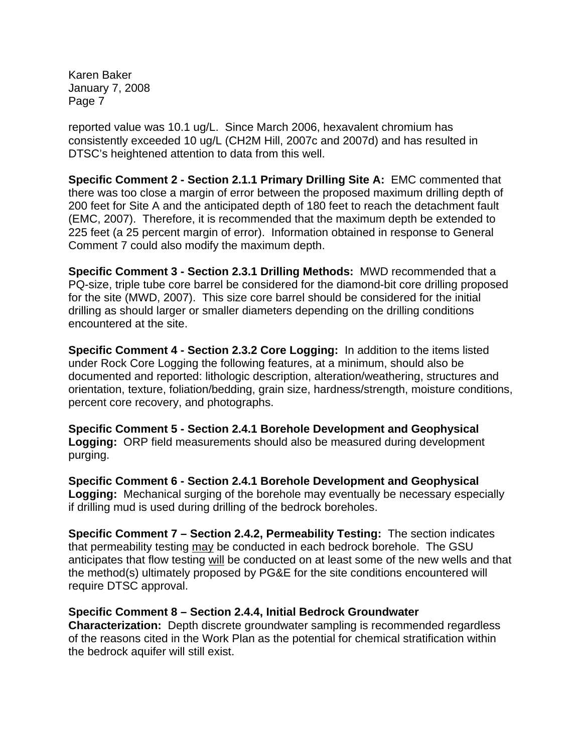reported value was 10.1 ug/L. Since March 2006, hexavalent chromium has consistently exceeded 10 ug/L (CH2M Hill, 2007c and 2007d) and has resulted in DTSC's heightened attention to data from this well.

**Specific Comment 2 - Section 2.1.1 Primary Drilling Site A:** EMC commented that there was too close a margin of error between the proposed maximum drilling depth of 200 feet for Site A and the anticipated depth of 180 feet to reach the detachment fault (EMC, 2007). Therefore, it is recommended that the maximum depth be extended to 225 feet (a 25 percent margin of error). Information obtained in response to General Comment 7 could also modify the maximum depth.

**Specific Comment 3 - Section 2.3.1 Drilling Methods:** MWD recommended that a PQ-size, triple tube core barrel be considered for the diamond-bit core drilling proposed for the site (MWD, 2007). This size core barrel should be considered for the initial drilling as should larger or smaller diameters depending on the drilling conditions encountered at the site.

**Specific Comment 4 - Section 2.3.2 Core Logging:** In addition to the items listed under Rock Core Logging the following features, at a minimum, should also be documented and reported: lithologic description, alteration/weathering, structures and orientation, texture, foliation/bedding, grain size, hardness/strength, moisture conditions, percent core recovery, and photographs.

**Specific Comment 5 - Section 2.4.1 Borehole Development and Geophysical Logging:** ORP field measurements should also be measured during development purging.

**Specific Comment 6 - Section 2.4.1 Borehole Development and Geophysical Logging:** Mechanical surging of the borehole may eventually be necessary especially if drilling mud is used during drilling of the bedrock boreholes.

**Specific Comment 7 – Section 2.4.2, Permeability Testing:** The section indicates that permeability testing <u>may</u> be conducted in each bedrock borehole. The GSU anticipates that flow testing <u>will</u> be conducted on at least some of the new wells and that the method(s) ultimately proposed by PG&E for the site conditions encountered will require DTSC approval.

**Specific Comment 8 – Section 2.4.4, Initial Bedrock Groundwater Characterization:** Depth discrete groundwater sampling is recommended regardless of the reasons cited in the Work Plan as the potential for chemical stratification within the bedrock aquifer will still exist.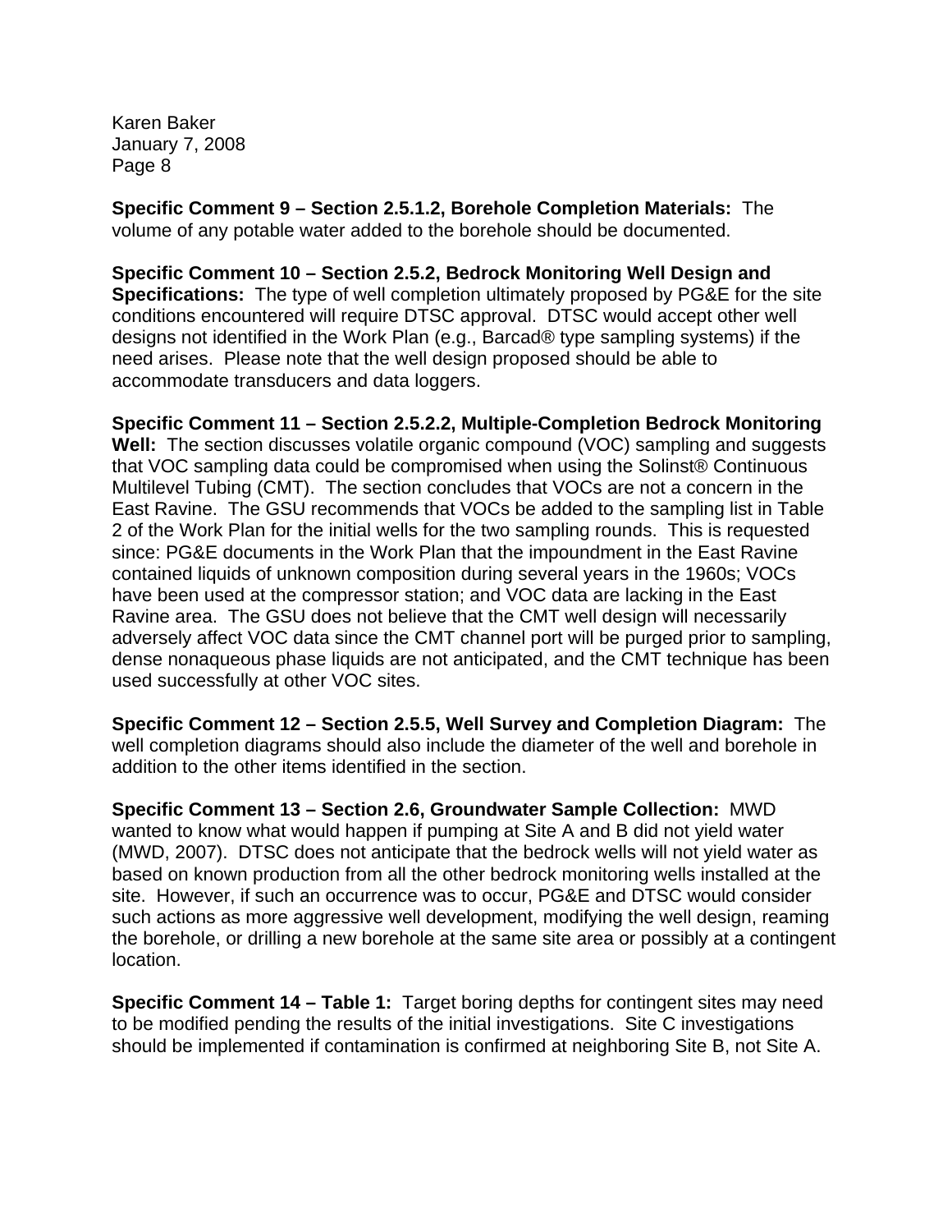**Specific Comment 9 – Section 2.5.1.2, Borehole Completion Materials:** The volume of any potable water added to the borehole should be documented.

**Specific Comment 10 – Section 2.5.2, Bedrock Monitoring Well Design and Specifications:** The type of well completion ultimately proposed by PG&E for the site conditions encountered will require DTSC approval. DTSC would accept other well designs not identified in the Work Plan (e.g., Barcad® type sampling systems) if the need arises. Please note that the well design proposed should be able to accommodate transducers and data loggers.

**Specific Comment 11 – Section 2.5.2.2, Multiple-Completion Bedrock Monitoring Well:** The section discusses volatile organic compound (VOC) sampling and suggests that VOC sampling data could be compromised when using the Solinst® Continuous Multilevel Tubing (CMT). The section concludes that VOCs are not a concern in the East Ravine. The GSU recommends that VOCs be added to the sampling list in Table 2 of the Work Plan for the initial wells for the two sampling rounds. This is requested since: PG&E documents in the Work Plan that the impoundment in the East Ravine contained liquids of unknown composition during several years in the 1960s; VOCs have been used at the compressor station; and VOC data are lacking in the East Ravine area. The GSU does not believe that the CMT well design will necessarily adversely affect VOC data since the CMT channel port will be purged prior to sampling, dense nonaqueous phase liquids are not anticipated, and the CMT technique has been used successfully at other VOC sites.

**Specific Comment 12 – Section 2.5.5, Well Survey and Completion Diagram:** The well completion diagrams should also include the diameter of the well and borehole in addition to the other items identified in the section.

**Specific Comment 13 – Section 2.6, Groundwater Sample Collection:** MWD wanted to know what would happen if pumping at Site A and B did not yield water (MWD, 2007). DTSC does not anticipate that the bedrock wells will not yield water as based on known production from all the other bedrock monitoring wells installed at the site. However, if such an occurrence was to occur, PG&E and DTSC would consider such actions as more aggressive well development, modifying the well design, reaming the borehole, or drilling a new borehole at the same site area or possibly at a contingent location.

**Specific Comment 14 – Table 1:** Target boring depths for contingent sites may need to be modified pending the results of the initial investigations. Site C investigations should be implemented if contamination is confirmed at neighboring Site B, not Site A.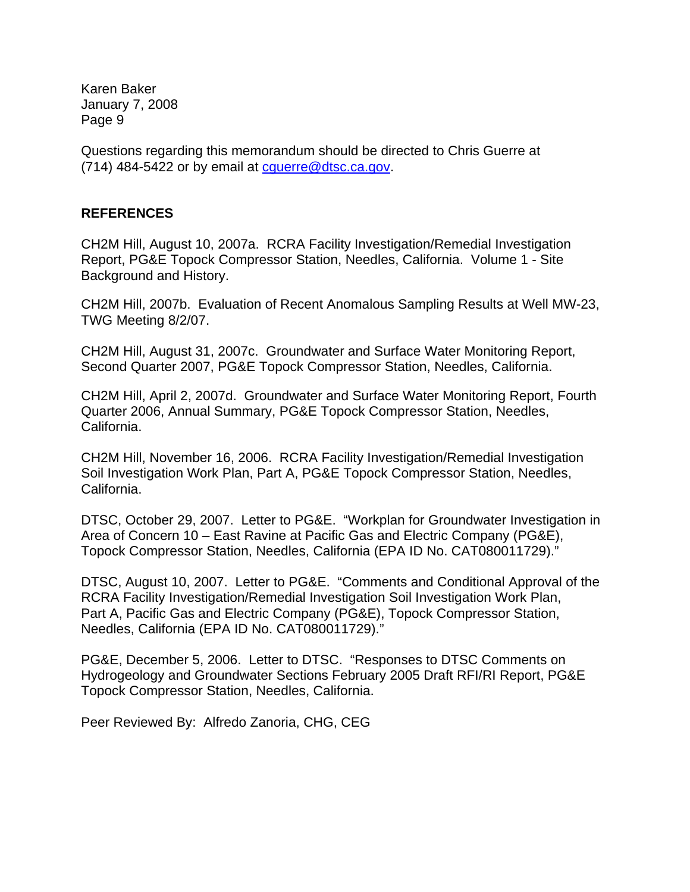Questions regarding this memorandum should be directed to Chris Guerre at (714) 484-5422 or by email at cguerre@dtsc.ca.gov.

## REFERENCES

CH2M Hill, August 10, 2007a. RCRA Facility Investigation/Remedial Investigation Report, PG&E Topock Compressor Station, Needles, California. Volume 1 - Site Background and History.

CH2M Hill, 2007b. Evaluation of Recent Anomalous Sampling Results at Well MW-23, TWG Meeting 8/2/07.

CH2M Hill, August 31, 2007c. Groundwater and Surface Water Monitoring Report, Second Quarter 2007, PG&E Topock Compressor Station, Needles, California.

CH2M Hill, April 2, 2007d. Groundwater and Surface Water Monitoring Report, Fourth Quarter 2006, Annual Summary, PG&E Topock Compressor Station, Needles, California.

CH2M Hill, November 16, 2006. RCRA Facility Investigation/Remedial Investigation Soil Investigation Work Plan, Part A, PG&E Topock Compressor Station, Needles, California.

DTSC, October 29, 2007. Letter to PG&E. "Workplan for Groundwater Investigation in Area of Concern 10 – East Ravine at Pacific Gas and Electric Company (PG&E), Topock Compressor Station, Needles, California (EPA ID No. CAT080011729)."

DTSC, August 10, 2007. Letter to PG&E. "Comments and Conditional Approval of the RCRA Facility Investigation/Remedial Investigation Soil Investigation Work Plan, Part A, Pacific Gas and Electric Company (PG&E), Topock Compressor Station, Needles, California (EPA ID No. CAT080011729)."

PG&E, December 5, 2006. Letter to DTSC. "Responses to DTSC Comments on Hydrogeology and Groundwater Sections February 2005 Draft RFI/RI Report, PG&E Topock Compressor Station, Needles, California.

Peer Reviewed By: Alfredo Zanoria, CHG, CEG